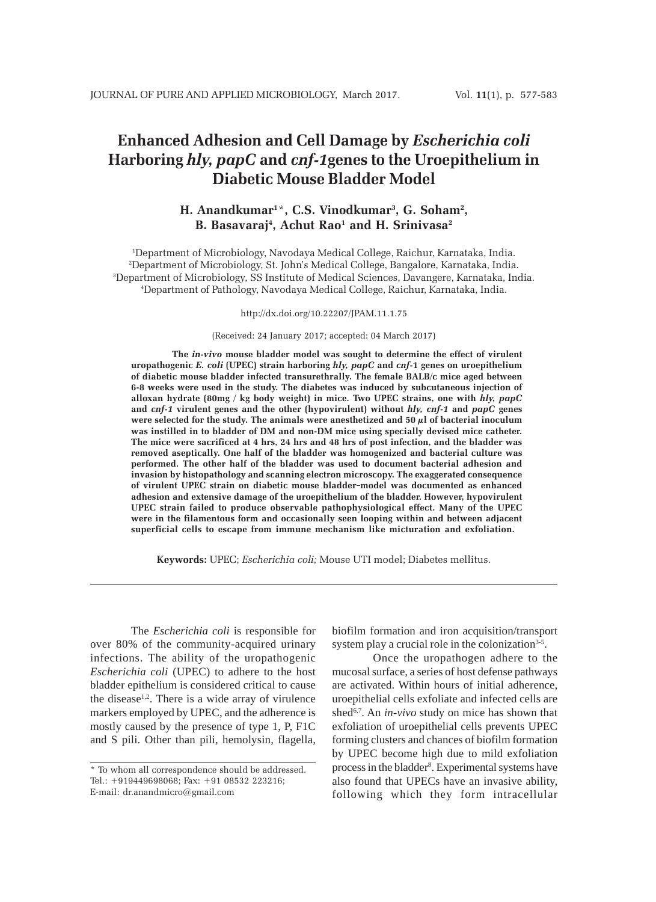# Enhanced Adhesion and Cell Damage by *Escherichia coli* Harboring *hly, papC* and *cnf-1* genes to the Uroepithelium in Diabetic Mouse Bladder Model

**H. Anandkumar[1]*, C.S. Vinodkumar[3], G. Soham[2], B. Basavaraj[4], Achut Rao[1] and H. Srinivasa[2]**

[1]Department of Microbiology, Navodaya Medical College, Raichur, Karnataka, India.
[2]Department of Microbiology, St. John's Medical College, Bangalore, Karnataka, India.
[3]Department of Microbiology, SS Institute of Medical Sciences, Davangere, Karnataka, India.
[4]Department of Pathology, Navodaya Medical College, Raichur, Karnataka, India.

http://dx.doi.org/10.22207/JPAM.11.1.75

(Received: 24 January 2017; accepted: 04 March 2017)

**The *in-vivo* mouse bladder model was sought to determine the effect of virulent uropathogenic *E. coli* (UPEC) strain harboring *hly, papC* and *cnf*-1 genes on uroepithelium of diabetic mouse bladder infected transurethrally. The female BALB/c mice aged between 6-8 weeks were used in the study. The diabetes was induced by subcutaneous injection of alloxan hydrate (80mg / kg body weight) in mice. Two UPEC strains, one with *hly, papC* and *cnf-1* virulent genes and the other (hypovirulent) without *hly, cnf-1* and *papC* genes were selected for the study. The animals were anesthetized and 50 µl of bacterial inoculum was instilled in to bladder of DM and non-DM mice using specially devised mice catheter. The mice were sacrificed at 4 hrs, 24 hrs and 48 hrs of post infection, and the bladder was removed aseptically. One half of the bladder was homogenized and bacterial culture was performed. The other half of the bladder was used to document bacterial adhesion and invasion by histopathology and scanning electron microscopy. The exaggerated consequence of virulent UPEC strain on diabetic mouse bladder–model was documented as enhanced adhesion and extensive damage of the uroepithelium of the bladder. However, hypovirulent UPEC strain failed to produce observable pathophysiological effect. Many of the UPEC were in the filamentous form and occasionally seen looping within and between adjacent superficial cells to escape from immune mechanism like micturation and exfoliation.**

**Keywords:** UPEC; *Escherichia coli;* Mouse UTI model; Diabetes mellitus.

---

The *Escherichia coli* is responsible for over 80% of the community-acquired urinary infections. The ability of the uropathogenic *Escherichia coli* (UPEC) to adhere to the host bladder epithelium is considered critical to cause the disease[1,2]. There is a wide array of virulence markers employed by UPEC, and the adherence is mostly caused by the presence of type 1, P, F1C and S pili. Other than pili, hemolysin, flagella, biofilm formation and iron acquisition/transport system play a crucial role in the colonization[3-5].

Once the uropathogen adhere to the mucosal surface, a series of host defense pathways are activated. Within hours of initial adherence, uroepithelial cells exfoliate and infected cells are shed[6,7]. An *in-vivo* study on mice has shown that exfoliation of uroepithelial cells prevents UPEC forming clusters and chances of biofilm formation by UPEC become high due to mild exfoliation process in the bladder[8]. Experimental systems have also found that UPECs have an invasive ability, following which they form intracellular

---

* To whom all correspondence should be addressed.
Tel.: +919449698068; Fax: +91 08532 223216;
E-mail: dr.anandmicro@gmail.com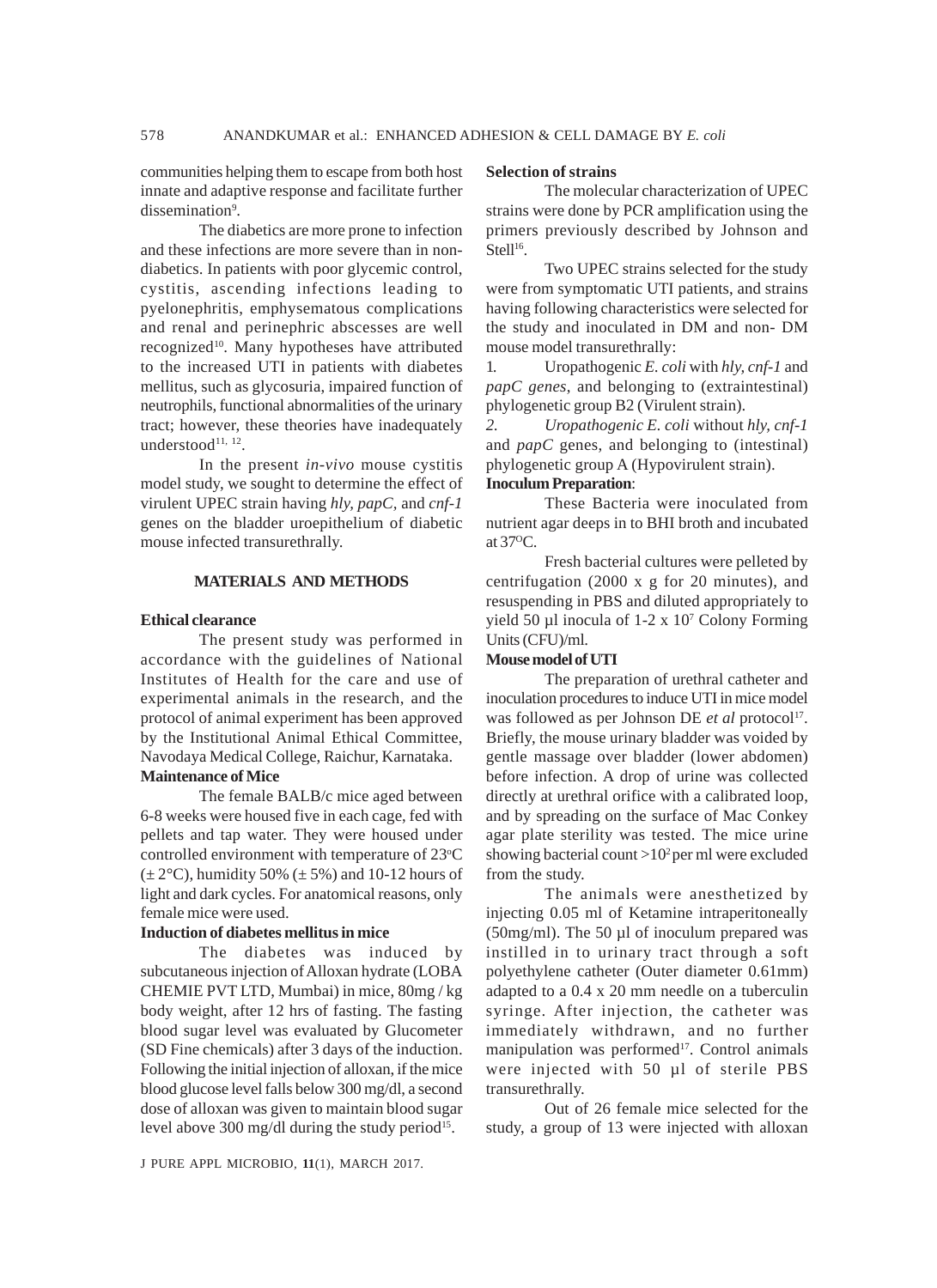communities helping them to escape from both host innate and adaptive response and facilitate further dissemination[9].

The diabetics are more prone to infection and these infections are more severe than in non-diabetics. In patients with poor glycemic control, cystitis, ascending infections leading to pyelonephritis, emphysematous complications and renal and perinephric abscesses are well recognized[10]. Many hypotheses have attributed to the increased UTI in patients with diabetes mellitus, such as glycosuria, impaired function of neutrophils, functional abnormalities of the urinary tract; however, these theories have inadequately understood[11, 12].

In the present *in-vivo* mouse cystitis model study, we sought to determine the effect of virulent UPEC strain having *hly, papC,* and *cnf-1* genes on the bladder uroepithelium of diabetic mouse infected transurethrally.

## MATERIALS AND METHODS

### Ethical clearance

The present study was performed in accordance with the guidelines of National Institutes of Health for the care and use of experimental animals in the research, and the protocol of animal experiment has been approved by the Institutional Animal Ethical Committee, Navodaya Medical College, Raichur, Karnataka.

### Maintenance of Mice

The female BALB/c mice aged between 6-8 weeks were housed five in each cage, fed with pellets and tap water. They were housed under controlled environment with temperature of 23°C (± 2°C), humidity 50% (± 5%) and 10-12 hours of light and dark cycles. For anatomical reasons, only female mice were used.

### Induction of diabetes mellitus in mice

The diabetes was induced by subcutaneous injection of Alloxan hydrate (LOBA CHEMIE PVT LTD, Mumbai) in mice, 80mg / kg body weight, after 12 hrs of fasting. The fasting blood sugar level was evaluated by Glucometer (SD Fine chemicals) after 3 days of the induction. Following the initial injection of alloxan, if the mice blood glucose level falls below 300 mg/dl, a second dose of alloxan was given to maintain blood sugar level above 300 mg/dl during the study period[15].

### Selection of strains

The molecular characterization of UPEC strains were done by PCR amplification using the primers previously described by Johnson and Stell[16].

Two UPEC strains selected for the study were from symptomatic UTI patients, and strains having following characteristics were selected for the study and inoculated in DM and non- DM mouse model transurethrally:

1. Uropathogenic *E. coli* with *hly, cnf-1* and *papC genes*, and belonging to (extraintestinal) phylogenetic group B2 (Virulent strain).
2. *Uropathogenic E. coli* without *hly, cnf-1* and *papC* genes, and belonging to (intestinal) phylogenetic group A (Hypovirulent strain).

### Inoculum Preparation:

These Bacteria were inoculated from nutrient agar deeps in to BHI broth and incubated at 37°C.

Fresh bacterial cultures were pelleted by centrifugation (2000 x g for 20 minutes), and resuspending in PBS and diluted appropriately to yield 50 µl inocula of 1-2 x $10^7$ Colony Forming Units (CFU)/ml.

### Mouse model of UTI

The preparation of urethral catheter and inoculation procedures to induce UTI in mice model was followed as per Johnson DE *et al* protocol[17]. Briefly, the mouse urinary bladder was voided by gentle massage over bladder (lower abdomen) before infection. A drop of urine was collected directly at urethral orifice with a calibrated loop, and by spreading on the surface of Mac Conkey agar plate sterility was tested. The mice urine showing bacterial count >$10^2$ per ml were excluded from the study.

The animals were anesthetized by injecting 0.05 ml of Ketamine intraperitoneally (50mg/ml). The 50 µl of inoculum prepared was instilled in to urinary tract through a soft polyethylene catheter (Outer diameter 0.61mm) adapted to a 0.4 x 20 mm needle on a tuberculin syringe. After injection, the catheter was immediately withdrawn, and no further manipulation was performed[17]. Control animals were injected with 50 µl of sterile PBS transurethrally.

Out of 26 female mice selected for the study, a group of 13 were injected with alloxan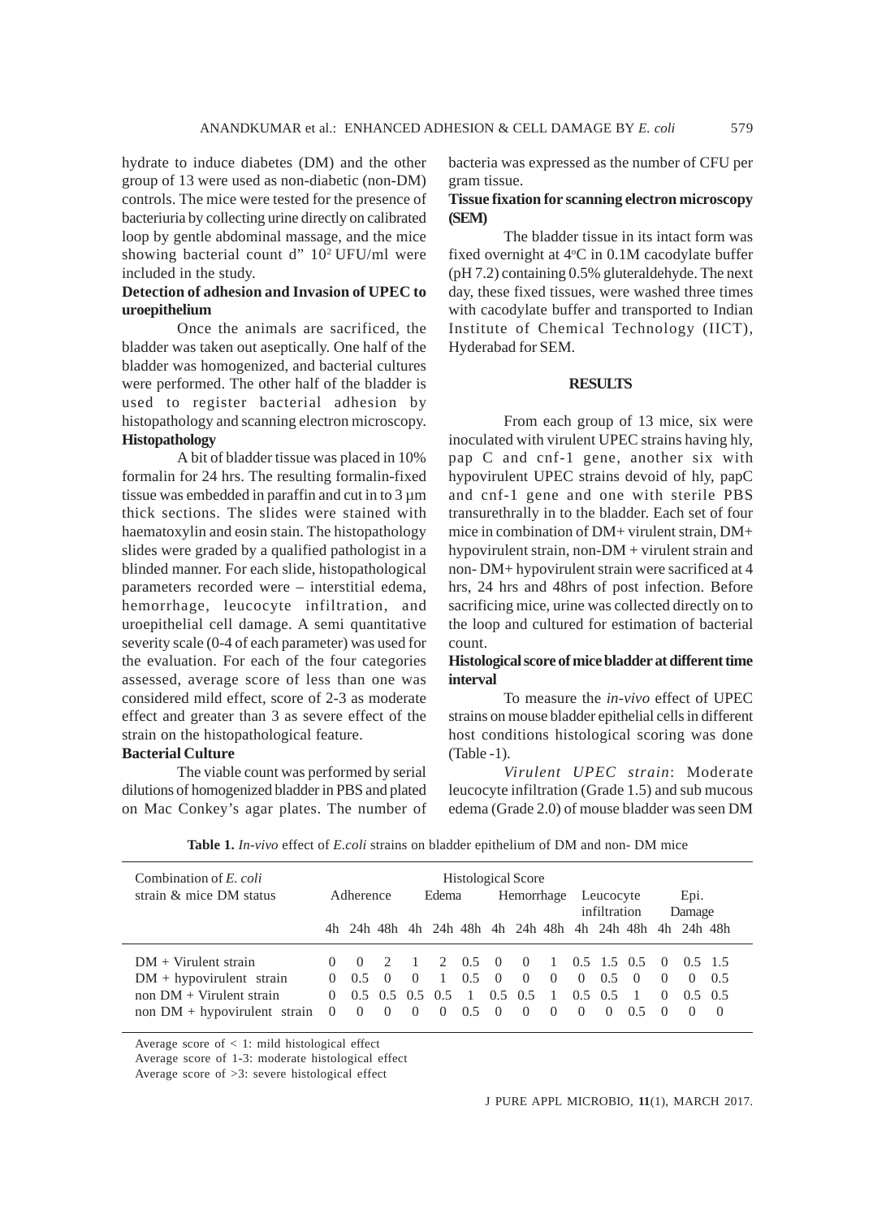hydrate to induce diabetes (DM) and the other group of 13 were used as non-diabetic (non-DM) controls. The mice were tested for the presence of bacteriuria by collecting urine directly on calibrated loop by gentle abdominal massage, and the mice showing bacterial count d" $10^2$ UFU/ml were included in the study.

**Detection of adhesion and Invasion of UPEC to uroepithelium**

Once the animals are sacrificed, the bladder was taken out aseptically. One half of the bladder was homogenized, and bacterial cultures were performed. The other half of the bladder is used to register bacterial adhesion by histopathology and scanning electron microscopy.

**Histopathology**

A bit of bladder tissue was placed in 10% formalin for 24 hrs. The resulting formalin-fixed tissue was embedded in paraffin and cut in to 3 µm thick sections. The slides were stained with haematoxylin and eosin stain. The histopathology slides were graded by a qualified pathologist in a blinded manner. For each slide, histopathological parameters recorded were – interstitial edema, hemorrhage, leucocyte infiltration, and uroepithelial cell damage. A semi quantitative severity scale (0-4 of each parameter) was used for the evaluation. For each of the four categories assessed, average score of less than one was considered mild effect, score of 2-3 as moderate effect and greater than 3 as severe effect of the strain on the histopathological feature.

**Bacterial Culture**

The viable count was performed by serial dilutions of homogenized bladder in PBS and plated on Mac Conkey's agar plates. The number of bacteria was expressed as the number of CFU per gram tissue.

**Tissue fixation for scanning electron microscopy (SEM)**

The bladder tissue in its intact form was fixed overnight at 4°C in 0.1M cacodylate buffer (pH 7.2) containing 0.5% gluteraldehyde. The next day, these fixed tissues, were washed three times with cacodylate buffer and transported to Indian Institute of Chemical Technology (IICT), Hyderabad for SEM.

## RESULTS

From each group of 13 mice, six were inoculated with virulent UPEC strains having hly, pap C and cnf-1 gene, another six with hypovirulent UPEC strains devoid of hly, papC and cnf-1 gene and one with sterile PBS transurethrally in to the bladder. Each set of four mice in combination of DM+ virulent strain, DM+ hypovirulent strain, non-DM + virulent strain and non- DM+ hypovirulent strain were sacrificed at 4 hrs, 24 hrs and 48hrs of post infection. Before sacrificing mice, urine was collected directly on to the loop and cultured for estimation of bacterial count.

**Histological score of mice bladder at different time interval**

To measure the *in-vivo* effect of UPEC strains on mouse bladder epithelial cells in different host conditions histological scoring was done (Table -1).

*Virulent UPEC strain*: Moderate leucocyte infiltration (Grade 1.5) and sub mucous edema (Grade 2.0) of mouse bladder was seen DM

**Table 1.** *In-vivo* effect of *E.coli* strains on bladder epithelium of DM and non- DM mice

| Combination of *E. coli* strain & mice DM status | Histological Score | | | | | | | | | | | | | | |
|---|---|---|---|---|---|---|---|---|---|---|---|---|---|---|---|
| | Adherence | | | Edema | | | Hemorrhage | | | Leucocyte infiltration | | | Epi. Damage | | |
| | 4h | 24h | 48h | 4h | 24h | 48h | 4h | 24h | 48h | 4h | 24h | 48h | 4h | 24h | 48h |
| DM + Virulent strain | 0 | 0 | 2 | 1 | 2 | 0.5 | 0 | 0 | 1 | 0.5 | 1.5 | 0.5 | 0 | 0.5 | 1.5 |
| DM + hypovirulent strain | 0 | 0.5 | 0 | 0 | 1 | 0.5 | 0 | 0 | 0 | 0 | 0.5 | 0 | 0 | 0 | 0.5 |
| non DM + Virulent strain | 0 | 0.5 | 0.5 | 0.5 | 0.5 | 1 | 0.5 | 0.5 | 1 | 0.5 | 0.5 | 1 | 0 | 0.5 | 0.5 |
| non DM + hypovirulent strain | 0 | 0 | 0 | 0 | 0 | 0.5 | 0 | 0 | 0 | 0 | 0 | 0.5 | 0 | 0 | 0 |

Average score of < 1: mild histological effect
Average score of 1-3: moderate histological effect
Average score of >3: severe histological effect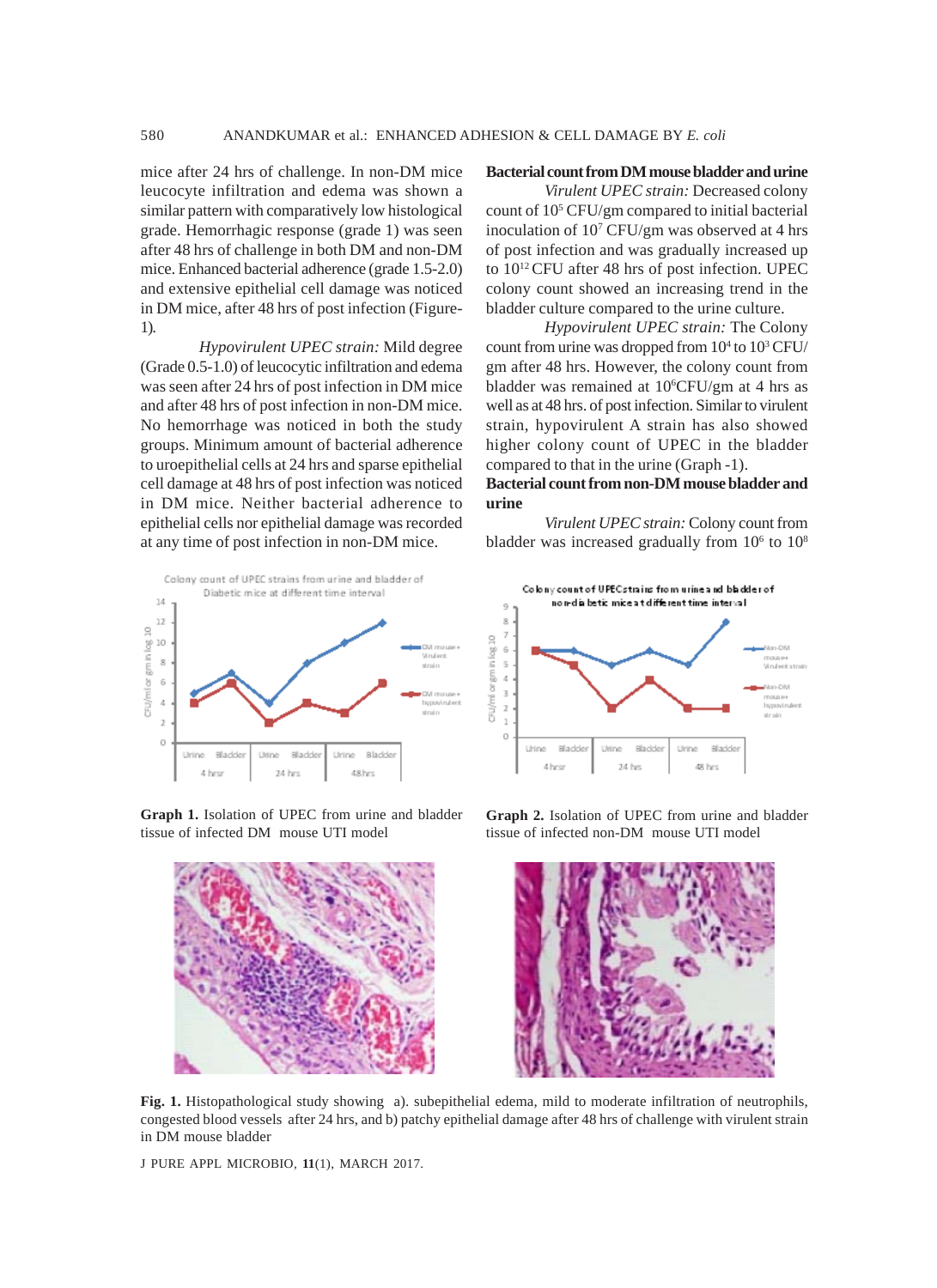mice after 24 hrs of challenge. In non-DM mice leucocyte infiltration and edema was shown a similar pattern with comparatively low histological grade. Hemorrhagic response (grade 1) was seen after 48 hrs of challenge in both DM and non-DM mice. Enhanced bacterial adherence (grade 1.5-2.0) and extensive epithelial cell damage was noticed in DM mice, after 48 hrs of post infection (Figure-1).

*Hypovirulent UPEC strain:* Mild degree (Grade 0.5-1.0) of leucocytic infiltration and edema was seen after 24 hrs of post infection in DM mice and after 48 hrs of post infection in non-DM mice. No hemorrhage was noticed in both the study groups. Minimum amount of bacterial adherence to uroepithelial cells at 24 hrs and sparse epithelial cell damage at 48 hrs of post infection was noticed in DM mice. Neither bacterial adherence to epithelial cells nor epithelial damage was recorded at any time of post infection in non-DM mice.

**Bacterial count from DM mouse bladder and urine**

*Virulent UPEC strain:* Decreased colony count of $10^5$ CFU/gm compared to initial bacterial inoculation of $10^7$ CFU/gm was observed at 4 hrs of post infection and was gradually increased up to $10^{12}$ CFU after 48 hrs of post infection. UPEC colony count showed an increasing trend in the bladder culture compared to the urine culture.

*Hypovirulent UPEC strain:* The Colony count from urine was dropped from $10^4$ to $10^3$ CFU/gm after 48 hrs. However, the colony count from bladder was remained at $10^6$CFU/gm at 4 hrs as well as at 48 hrs. of post infection. Similar to virulent strain, hypovirulent A strain has also showed higher colony count of UPEC in the bladder compared to that in the urine (Graph -1).

**Bacterial count from non-DM mouse bladder and urine**

*Virulent UPEC strain:* Colony count from bladder was increased gradually from $10^6$ to $10^8$

**Graph 1.** Isolation of UPEC from urine and bladder tissue of infected DM mouse UTI model

**Graph 2.** Isolation of UPEC from urine and bladder tissue of infected non-DM mouse UTI model

**Fig. 1.** Histopathological study showing a). subepithelial edema, mild to moderate infiltration of neutrophils, congested blood vessels after 24 hrs, and b) patchy epithelial damage after 48 hrs of challenge with virulent strain in DM mouse bladder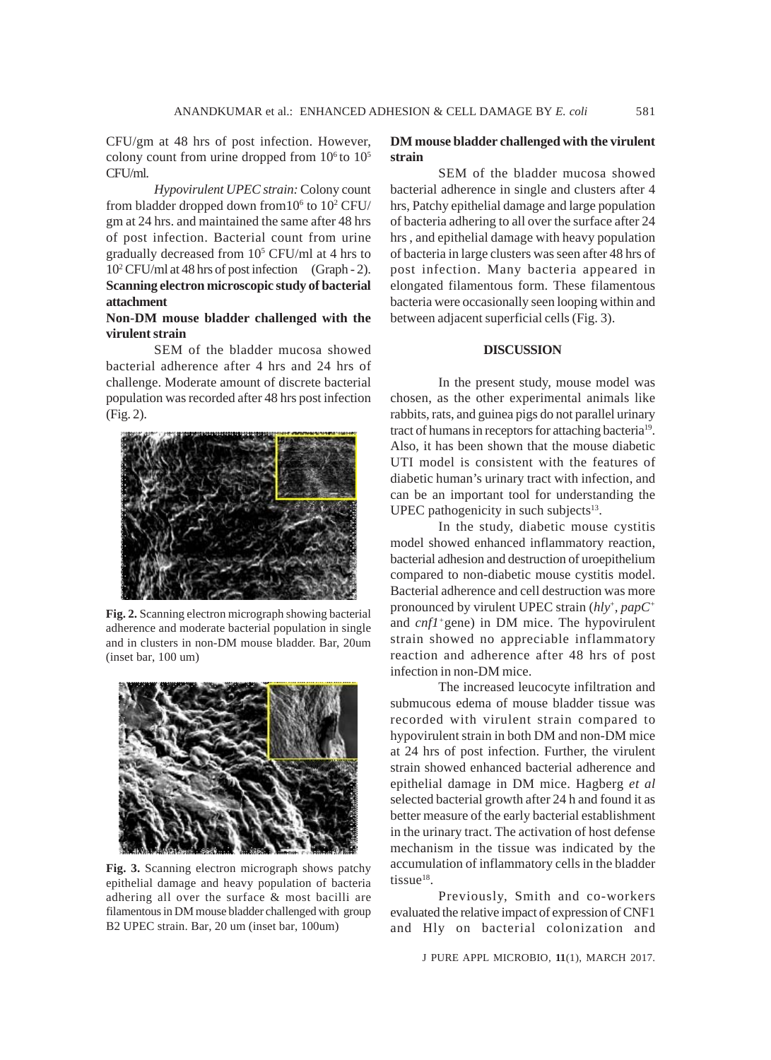CFU/gm at 48 hrs of post infection. However, colony count from urine dropped from $10^6$ to $10^5$ CFU/ml.

*Hypovirulent UPEC strain:* Colony count from bladder dropped down from$10^6$ to $10^2$ CFU/gm at 24 hrs. and maintained the same after 48 hrs of post infection. Bacterial count from urine gradually decreased from $10^5$ CFU/ml at 4 hrs to $10^2$ CFU/ml at 48 hrs of post infection (Graph - 2).

**Scanning electron microscopic study of bacterial attachment**

**Non-DM mouse bladder challenged with the virulent strain**

SEM of the bladder mucosa showed bacterial adherence after 4 hrs and 24 hrs of challenge. Moderate amount of discrete bacterial population was recorded after 48 hrs post infection (Fig. 2).

**Fig. 2.** Scanning electron micrograph showing bacterial adherence and moderate bacterial population in single and in clusters in non-DM mouse bladder. Bar, 20um (inset bar, 100 um)

**Fig. 3.** Scanning electron micrograph shows patchy epithelial damage and heavy population of bacteria adhering all over the surface & most bacilli are filamentous in DM mouse bladder challenged with group B2 UPEC strain. Bar, 20 um (inset bar, 100um)

**DM mouse bladder challenged with the virulent strain**

SEM of the bladder mucosa showed bacterial adherence in single and clusters after 4 hrs, Patchy epithelial damage and large population of bacteria adhering to all over the surface after 24 hrs , and epithelial damage with heavy population of bacteria in large clusters was seen after 48 hrs of post infection. Many bacteria appeared in elongated filamentous form. These filamentous bacteria were occasionally seen looping within and between adjacent superficial cells (Fig. 3).

## DISCUSSION

In the present study, mouse model was chosen, as the other experimental animals like rabbits, rats, and guinea pigs do not parallel urinary tract of humans in receptors for attaching bacteria[19]. Also, it has been shown that the mouse diabetic UTI model is consistent with the features of diabetic human's urinary tract with infection, and can be an important tool for understanding the UPEC pathogenicity in such subjects[13].

In the study, diabetic mouse cystitis model showed enhanced inflammatory reaction, bacterial adhesion and destruction of uroepithelium compared to non-diabetic mouse cystitis model. Bacterial adherence and cell destruction was more pronounced by virulent UPEC strain (*hly*$^+$, *papC*$^+$ and *cnf1*$^+$gene) in DM mice. The hypovirulent strain showed no appreciable inflammatory reaction and adherence after 48 hrs of post infection in non-DM mice.

The increased leucocyte infiltration and submucous edema of mouse bladder tissue was recorded with virulent strain compared to hypovirulent strain in both DM and non-DM mice at 24 hrs of post infection. Further, the virulent strain showed enhanced bacterial adherence and epithelial damage in DM mice. Hagberg *et al* selected bacterial growth after 24 h and found it as better measure of the early bacterial establishment in the urinary tract. The activation of host defense mechanism in the tissue was indicated by the accumulation of inflammatory cells in the bladder tissue[18].

Previously, Smith and co-workers evaluated the relative impact of expression of CNF1 and Hly on bacterial colonization and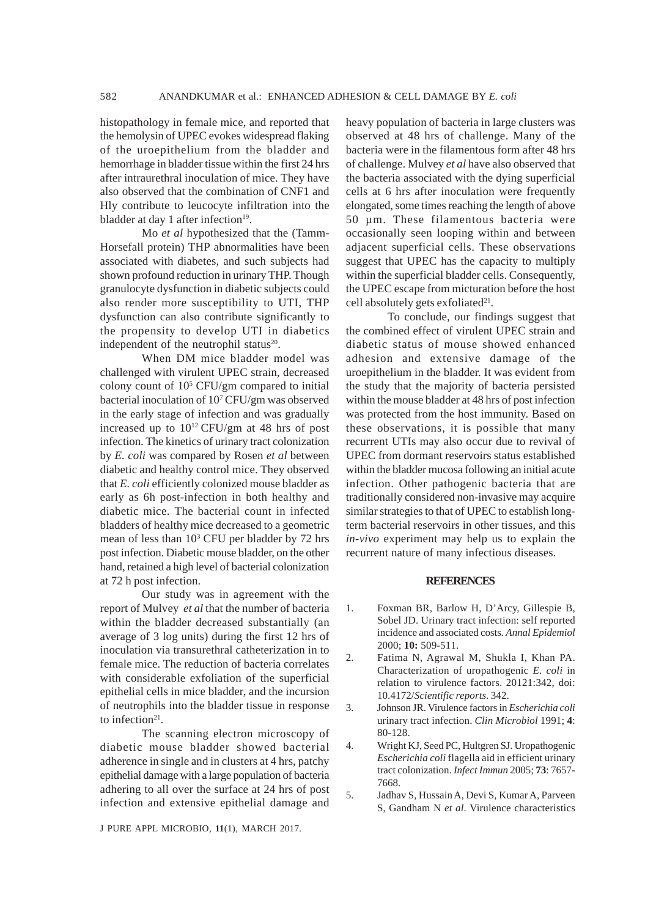histopathology in female mice, and reported that the hemolysin of UPEC evokes widespread flaking of the uroepithelium from the bladder and hemorrhage in bladder tissue within the first 24 hrs after intraurethral inoculation of mice. They have also observed that the combination of CNF1 and Hly contribute to leucocyte infiltration into the bladder at day 1 after infection[19].

Mo *et al* hypothesized that the (Tamm-Horsefall protein) THP abnormalities have been associated with diabetes, and such subjects had shown profound reduction in urinary THP. Though granulocyte dysfunction in diabetic subjects could also render more susceptibility to UTI, THP dysfunction can also contribute significantly to the propensity to develop UTI in diabetics independent of the neutrophil status[20].

When DM mice bladder model was challenged with virulent UPEC strain, decreased colony count of $10^5$ CFU/gm compared to initial bacterial inoculation of $10^7$ CFU/gm was observed in the early stage of infection and was gradually increased up to $10^{12}$ CFU/gm at 48 hrs of post infection. The kinetics of urinary tract colonization by *E. coli* was compared by Rosen *et al* between diabetic and healthy control mice. They observed that *E. coli* efficiently colonized mouse bladder as early as 6h post-infection in both healthy and diabetic mice. The bacterial count in infected bladders of healthy mice decreased to a geometric mean of less than $10^3$ CFU per bladder by 72 hrs post infection. Diabetic mouse bladder, on the other hand, retained a high level of bacterial colonization at 72 h post infection.

Our study was in agreement with the report of Mulvey *et al* that the number of bacteria within the bladder decreased substantially (an average of 3 log units) during the first 12 hrs of inoculation via transurethral catheterization in to female mice. The reduction of bacteria correlates with considerable exfoliation of the superficial epithelial cells in mice bladder, and the incursion of neutrophils into the bladder tissue in response to infection[21].

The scanning electron microscopy of diabetic mouse bladder showed bacterial adherence in single and in clusters at 4 hrs, patchy epithelial damage with a large population of bacteria adhering to all over the surface at 24 hrs of post infection and extensive epithelial damage and heavy population of bacteria in large clusters was observed at 48 hrs of challenge. Many of the bacteria were in the filamentous form after 48 hrs of challenge. Mulvey *et al* have also observed that the bacteria associated with the dying superficial cells at 6 hrs after inoculation were frequently elongated, some times reaching the length of above 50 µm. These filamentous bacteria were occasionally seen looping within and between adjacent superficial cells. These observations suggest that UPEC has the capacity to multiply within the superficial bladder cells. Consequently, the UPEC escape from micturation before the host cell absolutely gets exfoliated[21].

To conclude, our findings suggest that the combined effect of virulent UPEC strain and diabetic status of mouse showed enhanced adhesion and extensive damage of the uroepithelium in the bladder. It was evident from the study that the majority of bacteria persisted within the mouse bladder at 48 hrs of post infection was protected from the host immunity. Based on these observations, it is possible that many recurrent UTIs may also occur due to revival of UPEC from dormant reservoirs status established within the bladder mucosa following an initial acute infection. Other pathogenic bacteria that are traditionally considered non-invasive may acquire similar strategies to that of UPEC to establish long-term bacterial reservoirs in other tissues, and this *in-vivo* experiment may help us to explain the recurrent nature of many infectious diseases.

## REFERENCES

1. Foxman BR, Barlow H, D'Arcy, Gillespie B, Sobel JD. Urinary tract infection: self reported incidence and associated costs. *Annal Epidemiol* 2000; **10:** 509-511.
2. Fatima N, Agrawal M, Shukla I, Khan PA. Characterization of uropathogenic *E. coli* in relation to virulence factors. 20121:342, doi: 10.4172/*Scientific reports*. 342.
3. Johnson JR. Virulence factors in *Escherichia coli* urinary tract infection. *Clin Microbiol* 1991; **4**: 80-128.
4. Wright KJ, Seed PC, Hultgren SJ. Uropathogenic *Escherichia coli* flagella aid in efficient urinary tract colonization. *Infect Immun* 2005; **73**: 7657-7668.
5. Jadhav S, Hussain A, Devi S, Kumar A, Parveen S, Gandham N *et al*. Virulence characteristics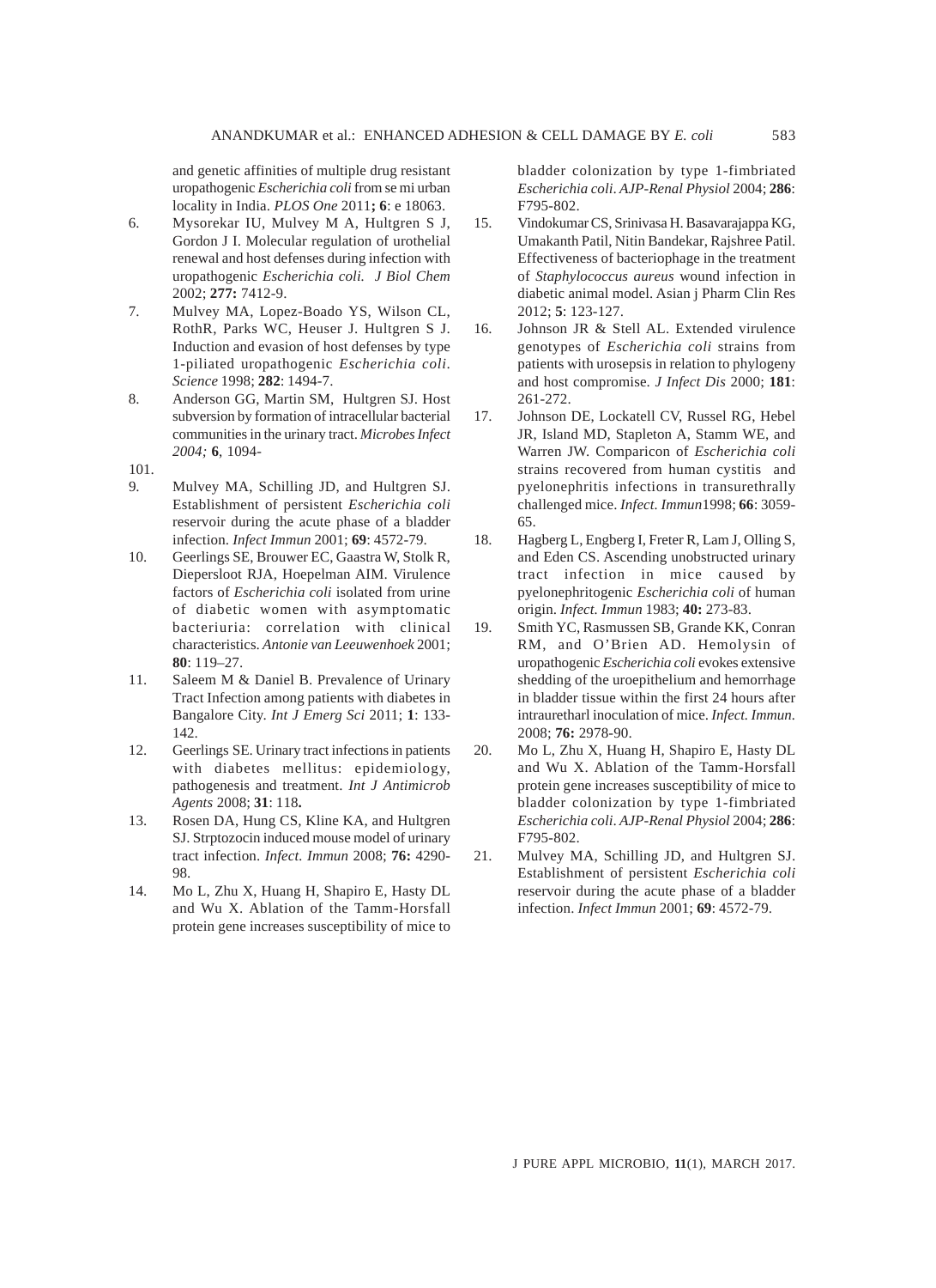and genetic affinities of multiple drug resistant uropathogenic *Escherichia coli* from se mi urban locality in India. *PLOS One* 2011**; 6**: e 18063.

6. Mysorekar IU, Mulvey M A, Hultgren S J, Gordon J I. Molecular regulation of urothelial renewal and host defenses during infection with uropathogenic *Escherichia coli. J Biol Chem* 2002; **277:** 7412-9.
7. Mulvey MA, Lopez-Boado YS, Wilson CL, RothR, Parks WC, Heuser J. Hultgren S J. Induction and evasion of host defenses by type 1-piliated uropathogenic *Escherichia coli*. *Science* 1998; **282**: 1494-7.
8. Anderson GG, Martin SM, Hultgren SJ. Host subversion by formation of intracellular bacterial communities in the urinary tract. *Microbes Infect 2004;* **6**, 1094-

101.

9. Mulvey MA, Schilling JD, and Hultgren SJ. Establishment of persistent *Escherichia coli* reservoir during the acute phase of a bladder infection. *Infect Immun* 2001; **69**: 4572-79.
10. Geerlings SE, Brouwer EC, Gaastra W, Stolk R, Diepersloot RJA, Hoepelman AIM. Virulence factors of *Escherichia coli* isolated from urine of diabetic women with asymptomatic bacteriuria: correlation with clinical characteristics. *Antonie van Leeuwenhoek* 2001; **80**: 119–27.
11. Saleem M & Daniel B. Prevalence of Urinary Tract Infection among patients with diabetes in Bangalore City. *Int J Emerg Sci* 2011; **1**: 133-142.
12. Geerlings SE. Urinary tract infections in patients with diabetes mellitus: epidemiology, pathogenesis and treatment. *Int J Antimicrob Agents* 2008; **31**: 118**.**
13. Rosen DA, Hung CS, Kline KA, and Hultgren SJ. Strptozocin induced mouse model of urinary tract infection. *Infect. Immun* 2008; **76:** 4290-98.
14. Mo L, Zhu X, Huang H, Shapiro E, Hasty DL and Wu X. Ablation of the Tamm-Horsfall protein gene increases susceptibility of mice to bladder colonization by type 1-fimbriated *Escherichia coli*. *AJP-Renal Physiol* 2004; **286**: F795-802.
15. Vindokumar CS, Srinivasa H. Basavarajappa KG, Umakanth Patil, Nitin Bandekar, Rajshree Patil. Effectiveness of bacteriophage in the treatment of *Staphylococcus aureus* wound infection in diabetic animal model. Asian j Pharm Clin Res 2012; **5**: 123-127.
16. Johnson JR & Stell AL. Extended virulence genotypes of *Escherichia coli* strains from patients with urosepsis in relation to phylogeny and host compromise. *J Infect Dis* 2000; **181**: 261-272.
17. Johnson DE, Lockatell CV, Russel RG, Hebel JR, Island MD, Stapleton A, Stamm WE, and Warren JW. Comparicon of *Escherichia coli* strains recovered from human cystitis and pyelonephritis infections in transurethrally challenged mice. *Infect. Immun*1998; **66**: 3059-65.
18. Hagberg L, Engberg I, Freter R, Lam J, Olling S, and Eden CS. Ascending unobstructed urinary tract infection in mice caused by pyelonephritogenic *Escherichia coli* of human origin. *Infect. Immun* 1983; **40:** 273-83.
19. Smith YC, Rasmussen SB, Grande KK, Conran RM, and O'Brien AD. Hemolysin of uropathogenic *Escherichia coli* evokes extensive shedding of the uroepithelium and hemorrhage in bladder tissue within the first 24 hours after intraurethral inoculation of mice. *Infect. Immun.* 2008; **76:** 2978-90.
20. Mo L, Zhu X, Huang H, Shapiro E, Hasty DL and Wu X. Ablation of the Tamm-Horsfall protein gene increases susceptibility of mice to bladder colonization by type 1-fimbriated *Escherichia coli*. *AJP-Renal Physiol* 2004; **286**: F795-802.
21. Mulvey MA, Schilling JD, and Hultgren SJ. Establishment of persistent *Escherichia coli* reservoir during the acute phase of a bladder infection. *Infect Immun* 2001; **69**: 4572-79.